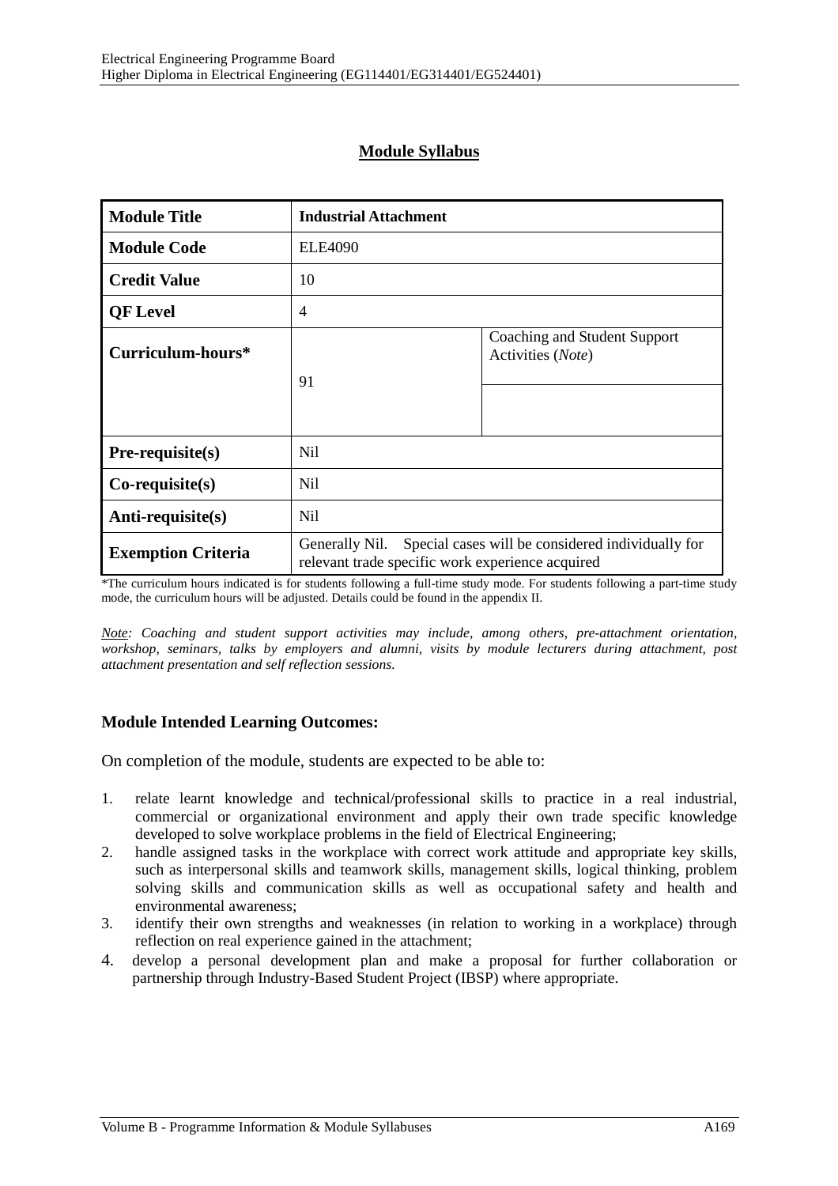## Module Syllabus

| **Module Title** | **Industrial Attachment** | |
|---|---|---|
| **Module Code** | ELE4090 | |
| **Credit Value** | 10 | |
| **QF Level** | 4 | |
| **Curriculum-hours*** | 91 | Coaching and Student Support Activities (*Note*) |
| | | |
| **Pre-requisite(s)** | Nil | |
| **Co-requisite(s)** | Nil | |
| **Anti-requisite(s)** | Nil | |
| **Exemption Criteria** | Generally Nil. Special cases will be considered individually for relevant trade specific work experience acquired | |

*The curriculum hours indicated is for students following a full-time study mode. For students following a part-time study mode, the curriculum hours will be adjusted. Details could be found in the appendix II.

*Note: Coaching and student support activities may include, among others, pre-attachment orientation, workshop, seminars, talks by employers and alumni, visits by module lecturers during attachment, post attachment presentation and self reflection sessions.*

### Module Intended Learning Outcomes:

On completion of the module, students are expected to be able to:

1. relate learnt knowledge and technical/professional skills to practice in a real industrial, commercial or organizational environment and apply their own trade specific knowledge developed to solve workplace problems in the field of Electrical Engineering;
2. handle assigned tasks in the workplace with correct work attitude and appropriate key skills, such as interpersonal skills and teamwork skills, management skills, logical thinking, problem solving skills and communication skills as well as occupational safety and health and environmental awareness;
3. identify their own strengths and weaknesses (in relation to working in a workplace) through reflection on real experience gained in the attachment;
4. develop a personal development plan and make a proposal for further collaboration or partnership through Industry-Based Student Project (IBSP) where appropriate.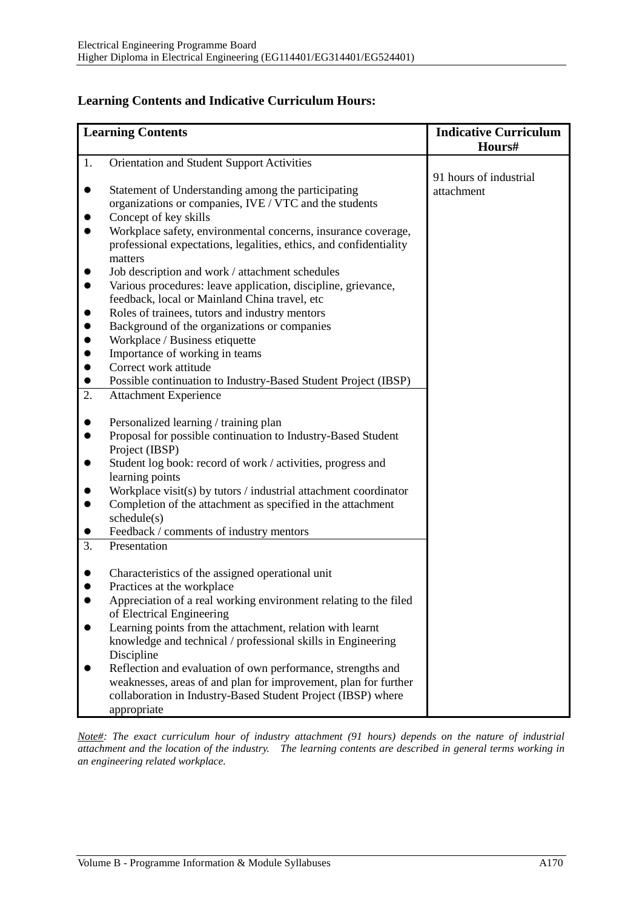**Learning Contents and Indicative Curriculum Hours:**

| Learning Contents | Indicative Curriculum Hours# |
|---|---|
| 1. Orientation and Student Support Activities<br><br>● Statement of Understanding among the participating organizations or companies, IVE / VTC and the students<br>● Concept of key skills<br>● Workplace safety, environmental concerns, insurance coverage, professional expectations, legalities, ethics, and confidentiality matters<br>● Job description and work / attachment schedules<br>● Various procedures: leave application, discipline, grievance, feedback, local or Mainland China travel, etc<br>● Roles of trainees, tutors and industry mentors<br>● Background of the organizations or companies<br>● Workplace / Business etiquette<br>● Importance of working in teams<br>● Correct work attitude<br>● Possible continuation to Industry-Based Student Project (IBSP) | 91 hours of industrial attachment |
| 2. Attachment Experience<br><br>● Personalized learning / training plan<br>● Proposal for possible continuation to Industry-Based Student Project (IBSP)<br>● Student log book: record of work / activities, progress and learning points<br>● Workplace visit(s) by tutors / industrial attachment coordinator<br>● Completion of the attachment as specified in the attachment schedule(s)<br>● Feedback / comments of industry mentors | |
| 3. Presentation<br><br>● Characteristics of the assigned operational unit<br>● Practices at the workplace<br>● Appreciation of a real working environment relating to the filed of Electrical Engineering<br>● Learning points from the attachment, relation with learnt knowledge and technical / professional skills in Engineering Discipline<br>● Reflection and evaluation of own performance, strengths and weaknesses, areas of and plan for improvement, plan for further collaboration in Industry-Based Student Project (IBSP) where appropriate | |

*Note#: The exact curriculum hour of industry attachment (91 hours) depends on the nature of industrial attachment and the location of the industry. The learning contents are described in general terms working in an engineering related workplace.*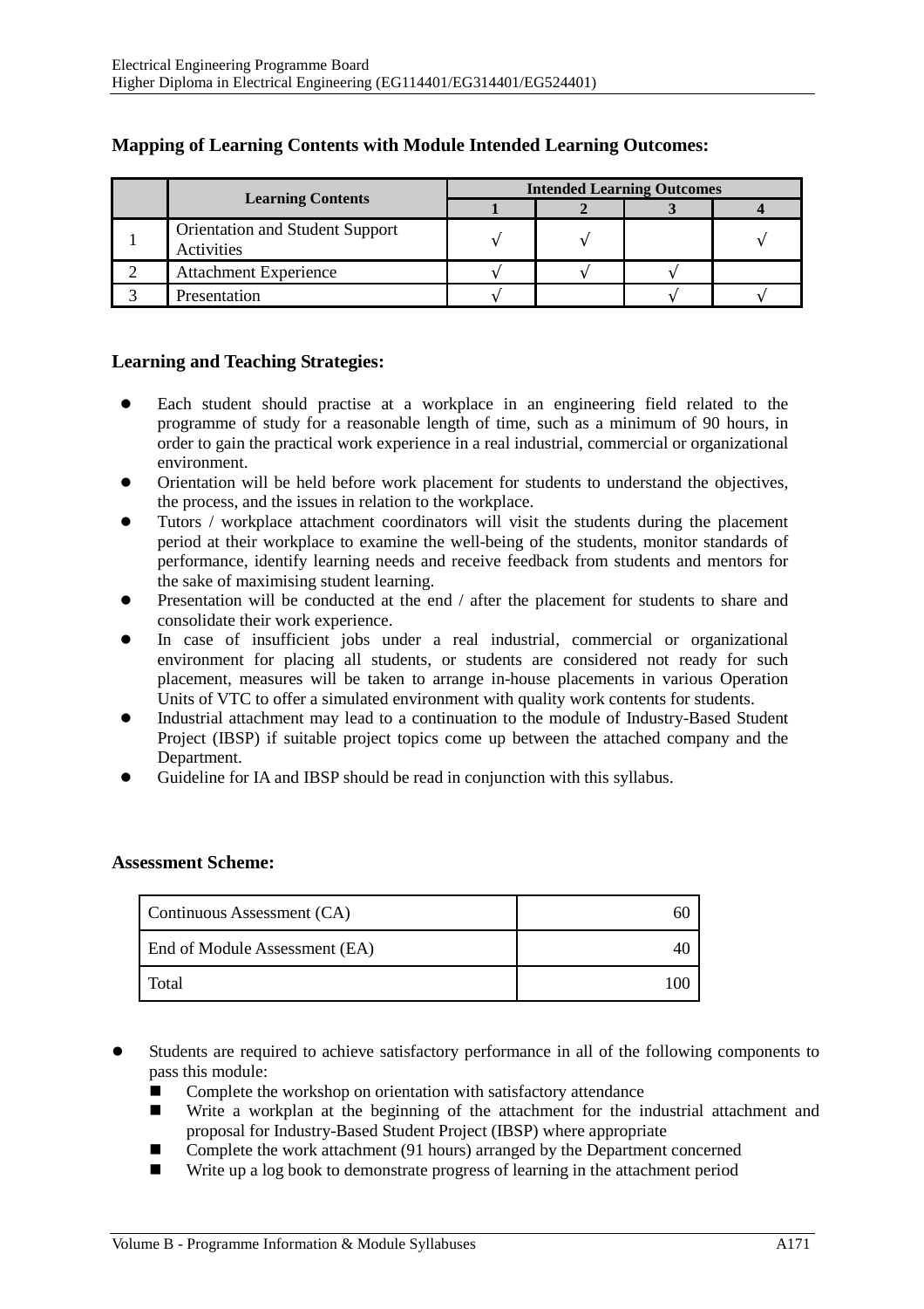**Mapping of Learning Contents with Module Intended Learning Outcomes:**

| | Learning Contents | Intended Learning Outcomes | | | |
|---|---|---|---|---|---|
| | | 1 | 2 | 3 | 4 |
| 1 | Orientation and Student Support Activities | √ | √ | | √ |
| 2 | Attachment Experience | √ | √ | √ | |
| 3 | Presentation | √ | | √ | √ |

**Learning and Teaching Strategies:**

- Each student should practise at a workplace in an engineering field related to the programme of study for a reasonable length of time, such as a minimum of 90 hours, in order to gain the practical work experience in a real industrial, commercial or organizational environment.
- Orientation will be held before work placement for students to understand the objectives, the process, and the issues in relation to the workplace.
- Tutors / workplace attachment coordinators will visit the students during the placement period at their workplace to examine the well-being of the students, monitor standards of performance, identify learning needs and receive feedback from students and mentors for the sake of maximising student learning.
- Presentation will be conducted at the end / after the placement for students to share and consolidate their work experience.
- In case of insufficient jobs under a real industrial, commercial or organizational environment for placing all students, or students are considered not ready for such placement, measures will be taken to arrange in-house placements in various Operation Units of VTC to offer a simulated environment with quality work contents for students.
- Industrial attachment may lead to a continuation to the module of Industry-Based Student Project (IBSP) if suitable project topics come up between the attached company and the Department.
- Guideline for IA and IBSP should be read in conjunction with this syllabus.

**Assessment Scheme:**

| Component | Weighting |
|---|---|
| Continuous Assessment (CA) | 60 |
| End of Module Assessment (EA) | 40 |
| Total | 100 |

- Students are required to achieve satisfactory performance in all of the following components to pass this module:
  - Complete the workshop on orientation with satisfactory attendance
  - Write a workplan at the beginning of the attachment for the industrial attachment and proposal for Industry-Based Student Project (IBSP) where appropriate
  - Complete the work attachment (91 hours) arranged by the Department concerned
  - Write up a log book to demonstrate progress of learning in the attachment period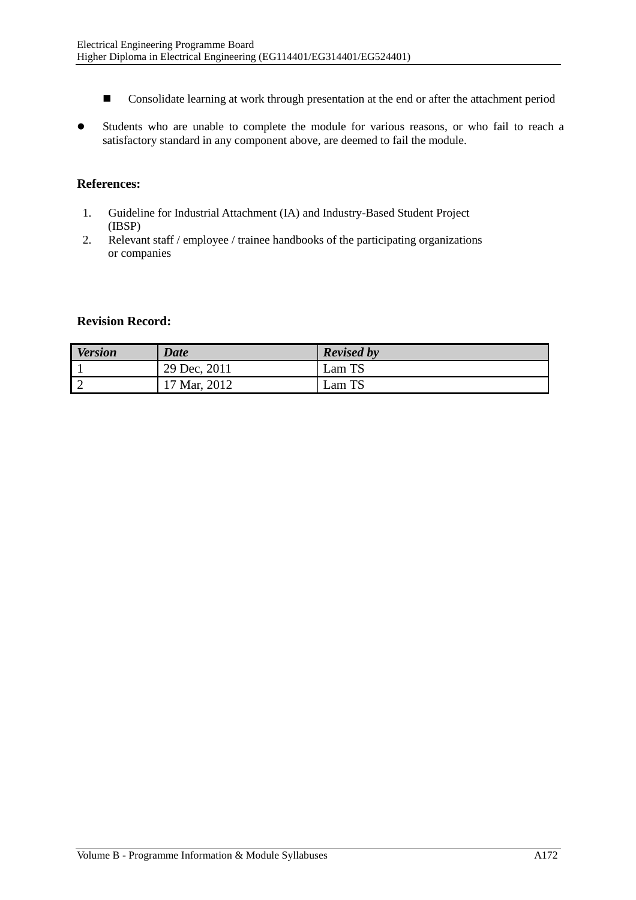- Consolidate learning at work through presentation at the end or after the attachment period

- Students who are unable to complete the module for various reasons, or who fail to reach a satisfactory standard in any component above, are deemed to fail the module.

**References:**

1. Guideline for Industrial Attachment (IA) and Industry-Based Student Project (IBSP)
2. Relevant staff / employee / trainee handbooks of the participating organizations or companies

**Revision Record:**

| *Version* | *Date* | *Revised by* |
|---|---|---|
| 1 | 29 Dec, 2011 | Lam TS |
| 2 | 17 Mar, 2012 | Lam TS |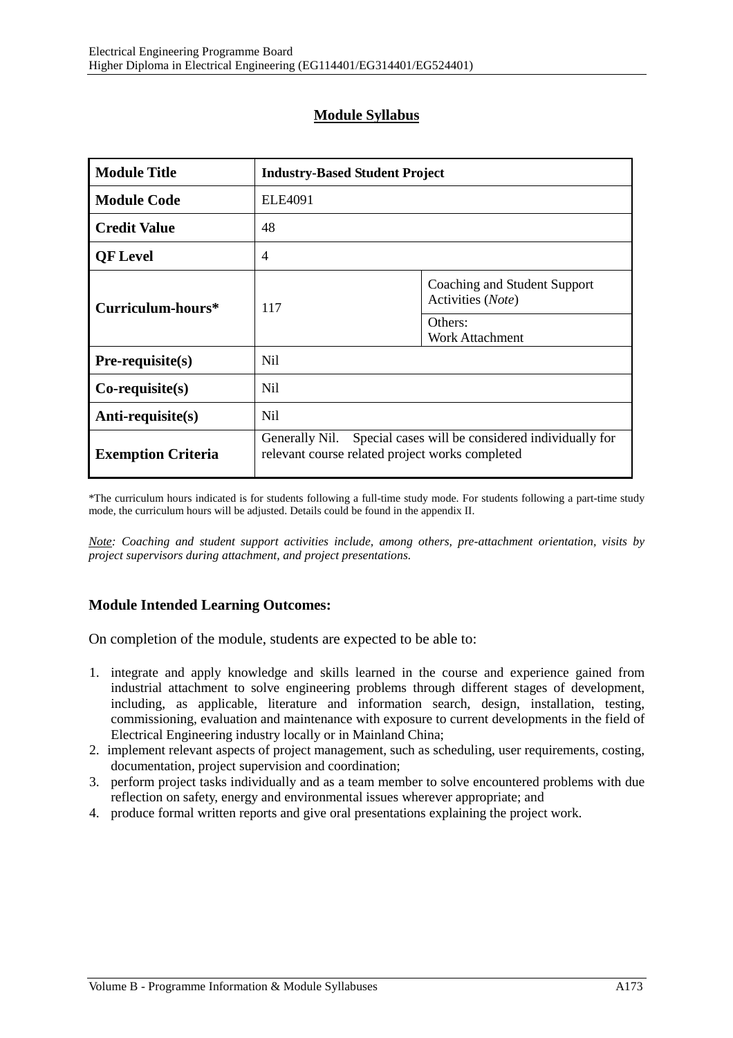## Module Syllabus

| Module Title | Industry-Based Student Project | |
|---|---|---|
| Module Code | ELE4091 | |
| Credit Value | 48 | |
| QF Level | 4 | |
| Curriculum-hours* | 117 | Coaching and Student Support Activities (*Note*) |
| | | Others: Work Attachment |
| Pre-requisite(s) | Nil | |
| Co-requisite(s) | Nil | |
| Anti-requisite(s) | Nil | |
| Exemption Criteria | Generally Nil. Special cases will be considered individually for relevant course related project works completed | |

*The curriculum hours indicated is for students following a full-time study mode. For students following a part-time study mode, the curriculum hours will be adjusted. Details could be found in the appendix II.

*Note: Coaching and student support activities include, among others, pre-attachment orientation, visits by project supervisors during attachment, and project presentations.*

### Module Intended Learning Outcomes:

On completion of the module, students are expected to be able to:

1. integrate and apply knowledge and skills learned in the course and experience gained from industrial attachment to solve engineering problems through different stages of development, including, as applicable, literature and information search, design, installation, testing, commissioning, evaluation and maintenance with exposure to current developments in the field of Electrical Engineering industry locally or in Mainland China;
2. implement relevant aspects of project management, such as scheduling, user requirements, costing, documentation, project supervision and coordination;
3. perform project tasks individually and as a team member to solve encountered problems with due reflection on safety, energy and environmental issues wherever appropriate; and
4. produce formal written reports and give oral presentations explaining the project work.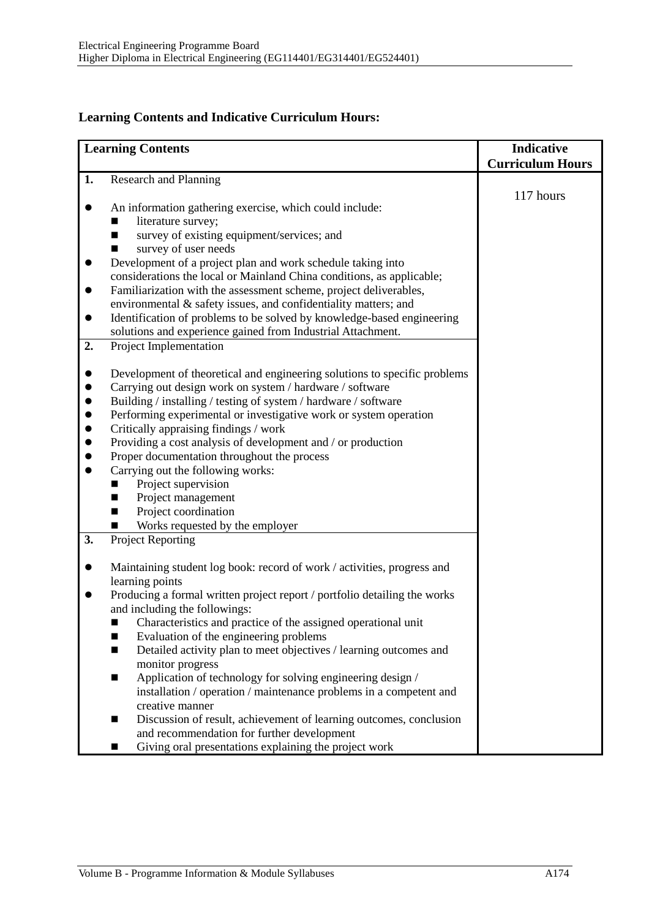**Learning Contents and Indicative Curriculum Hours:**

| Learning Contents | Indicative Curriculum Hours |
|---|---|
| **1.** Research and Planning<br><br>● An information gathering exercise, which could include:<br>&nbsp;&nbsp;■ literature survey;<br>&nbsp;&nbsp;■ survey of existing equipment/services; and<br>&nbsp;&nbsp;■ survey of user needs<br>● Development of a project plan and work schedule taking into considerations the local or Mainland China conditions, as applicable;<br>● Familiarization with the assessment scheme, project deliverables, environmental & safety issues, and confidentiality matters; and<br>● Identification of problems to be solved by knowledge-based engineering solutions and experience gained from Industrial Attachment. | 117 hours |
| **2.** Project Implementation<br><br>● Development of theoretical and engineering solutions to specific problems<br>● Carrying out design work on system / hardware / software<br>● Building / installing / testing of system / hardware / software<br>● Performing experimental or investigative work or system operation<br>● Critically appraising findings / work<br>● Providing a cost analysis of development and / or production<br>● Proper documentation throughout the process<br>● Carrying out the following works:<br>&nbsp;&nbsp;■ Project supervision<br>&nbsp;&nbsp;■ Project management<br>&nbsp;&nbsp;■ Project coordination<br>&nbsp;&nbsp;■ Works requested by the employer | |
| **3.** Project Reporting<br><br>● Maintaining student log book: record of work / activities, progress and learning points<br>● Producing a formal written project report / portfolio detailing the works and including the followings:<br>&nbsp;&nbsp;■ Characteristics and practice of the assigned operational unit<br>&nbsp;&nbsp;■ Evaluation of the engineering problems<br>&nbsp;&nbsp;■ Detailed activity plan to meet objectives / learning outcomes and monitor progress<br>&nbsp;&nbsp;■ Application of technology for solving engineering design / installation / operation / maintenance problems in a competent and creative manner<br>&nbsp;&nbsp;■ Discussion of result, achievement of learning outcomes, conclusion and recommendation for further development<br>&nbsp;&nbsp;■ Giving oral presentations explaining the project work | |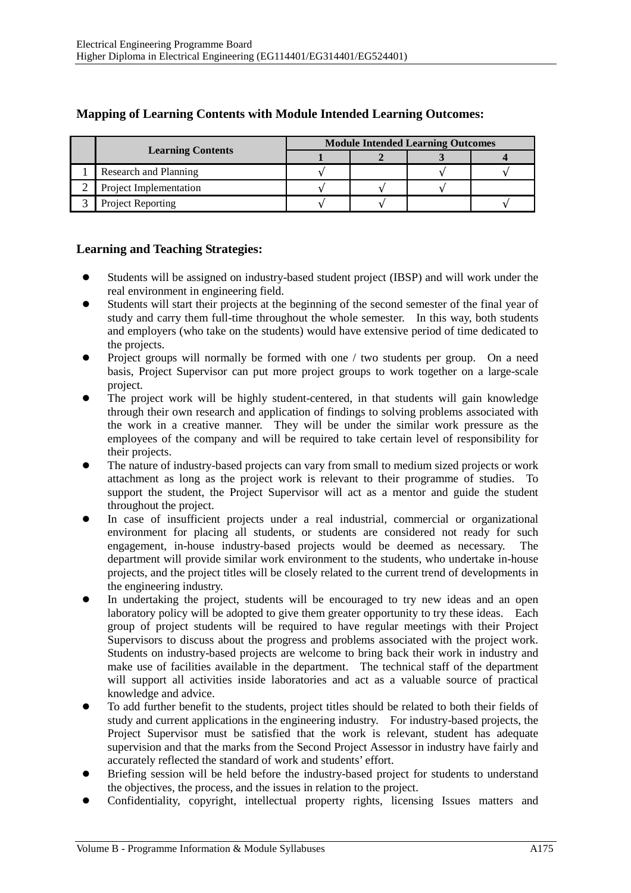### Mapping of Learning Contents with Module Intended Learning Outcomes:

| | Learning Contents | Module Intended Learning Outcomes | | | |
|---|---|---|---|---|---|
| | | 1 | 2 | 3 | 4 |
| 1 | Research and Planning | √ | | √ | √ |
| 2 | Project Implementation | √ | √ | √ | |
| 3 | Project Reporting | √ | √ | | √ |

### Learning and Teaching Strategies:

- Students will be assigned on industry-based student project (IBSP) and will work under the real environment in engineering field.
- Students will start their projects at the beginning of the second semester of the final year of study and carry them full-time throughout the whole semester. In this way, both students and employers (who take on the students) would have extensive period of time dedicated to the projects.
- Project groups will normally be formed with one / two students per group. On a need basis, Project Supervisor can put more project groups to work together on a large-scale project.
- The project work will be highly student-centered, in that students will gain knowledge through their own research and application of findings to solving problems associated with the work in a creative manner. They will be under the similar work pressure as the employees of the company and will be required to take certain level of responsibility for their projects.
- The nature of industry-based projects can vary from small to medium sized projects or work attachment as long as the project work is relevant to their programme of studies. To support the student, the Project Supervisor will act as a mentor and guide the student throughout the project.
- In case of insufficient projects under a real industrial, commercial or organizational environment for placing all students, or students are considered not ready for such engagement, in-house industry-based projects would be deemed as necessary. The department will provide similar work environment to the students, who undertake in-house projects, and the project titles will be closely related to the current trend of developments in the engineering industry.
- In undertaking the project, students will be encouraged to try new ideas and an open laboratory policy will be adopted to give them greater opportunity to try these ideas. Each group of project students will be required to have regular meetings with their Project Supervisors to discuss about the progress and problems associated with the project work. Students on industry-based projects are welcome to bring back their work in industry and make use of facilities available in the department. The technical staff of the department will support all activities inside laboratories and act as a valuable source of practical knowledge and advice.
- To add further benefit to the students, project titles should be related to both their fields of study and current applications in the engineering industry. For industry-based projects, the Project Supervisor must be satisfied that the work is relevant, student has adequate supervision and that the marks from the Second Project Assessor in industry have fairly and accurately reflected the standard of work and students' effort.
- Briefing session will be held before the industry-based project for students to understand the objectives, the process, and the issues in relation to the project.
- Confidentiality, copyright, intellectual property rights, licensing Issues matters and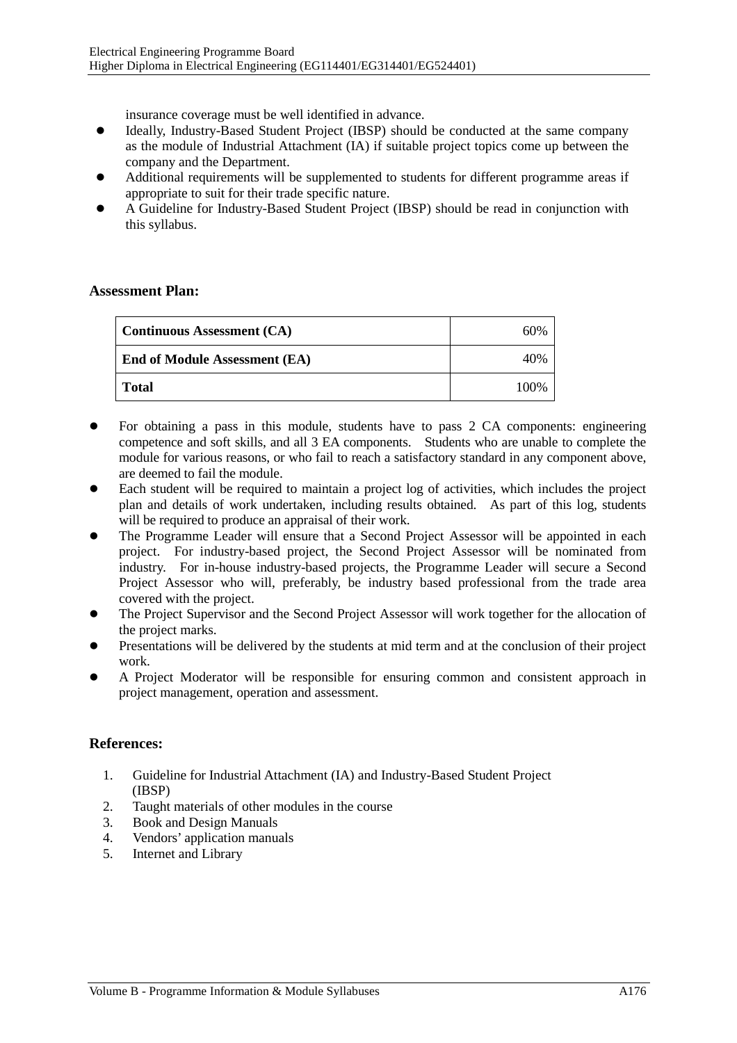insurance coverage must be well identified in advance.

- Ideally, Industry-Based Student Project (IBSP) should be conducted at the same company as the module of Industrial Attachment (IA) if suitable project topics come up between the company and the Department.
- Additional requirements will be supplemented to students for different programme areas if appropriate to suit for their trade specific nature.
- A Guideline for Industry-Based Student Project (IBSP) should be read in conjunction with this syllabus.

## Assessment Plan:

| **Continuous Assessment (CA)** | 60% |
|---|---|
| **End of Module Assessment (EA)** | 40% |
| **Total** | 100% |

- For obtaining a pass in this module, students have to pass 2 CA components: engineering competence and soft skills, and all 3 EA components. Students who are unable to complete the module for various reasons, or who fail to reach a satisfactory standard in any component above, are deemed to fail the module.
- Each student will be required to maintain a project log of activities, which includes the project plan and details of work undertaken, including results obtained. As part of this log, students will be required to produce an appraisal of their work.
- The Programme Leader will ensure that a Second Project Assessor will be appointed in each project. For industry-based project, the Second Project Assessor will be nominated from industry. For in-house industry-based projects, the Programme Leader will secure a Second Project Assessor who will, preferably, be industry based professional from the trade area covered with the project.
- The Project Supervisor and the Second Project Assessor will work together for the allocation of the project marks.
- Presentations will be delivered by the students at mid term and at the conclusion of their project work.
- A Project Moderator will be responsible for ensuring common and consistent approach in project management, operation and assessment.

## References:

1. Guideline for Industrial Attachment (IA) and Industry-Based Student Project (IBSP)
2. Taught materials of other modules in the course
3. Book and Design Manuals
4. Vendors' application manuals
5. Internet and Library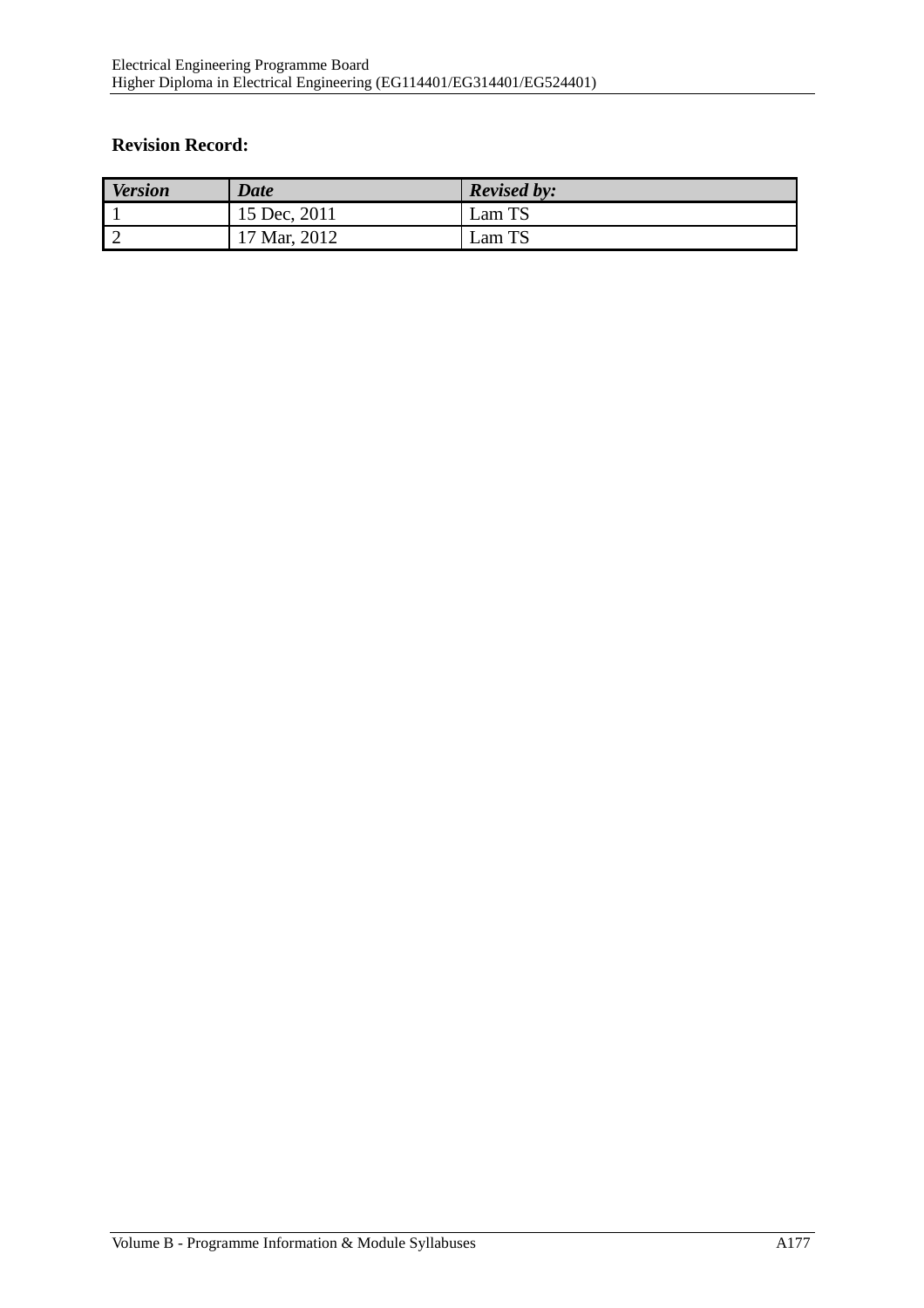**Revision Record:**

| *Version* | *Date* | *Revised by:* |
|---|---|---|
| 1 | 15 Dec, 2011 | Lam TS |
| 2 | 17 Mar, 2012 | Lam TS |